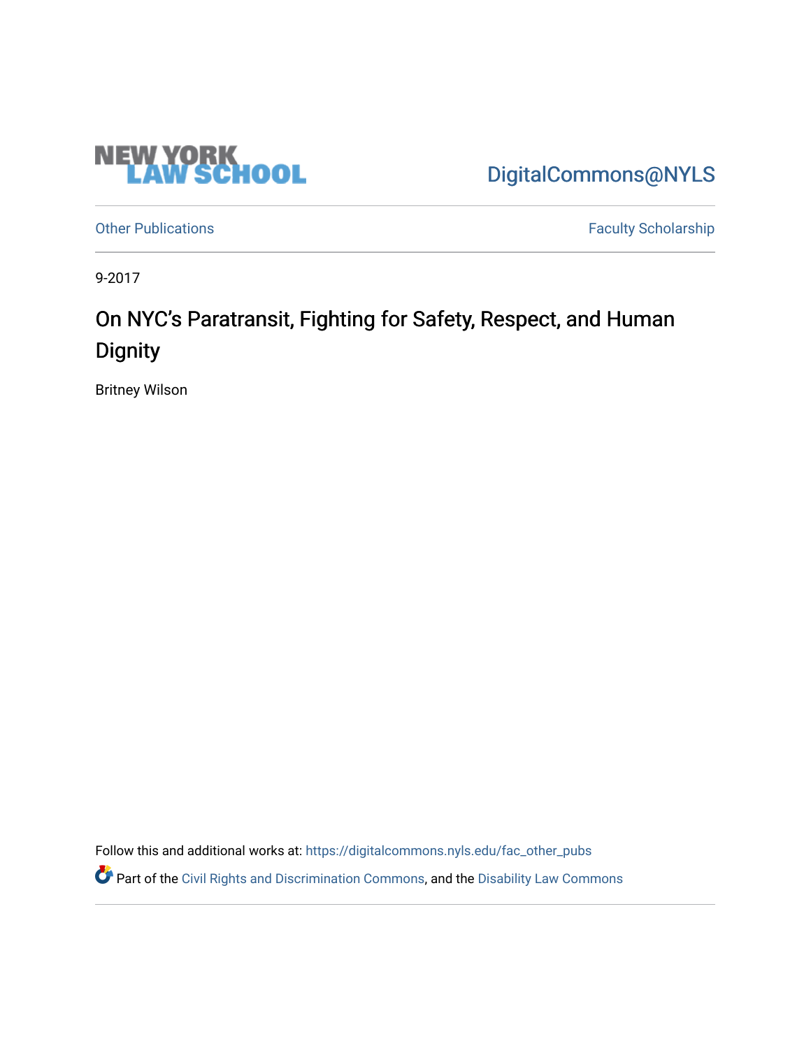NEW YORK LAW SCHOOL

DigitalCommons@NYLS

Other Publications

Faculty Scholarship

9-2017

# On NYC's Paratransit, Fighting for Safety, Respect, and Human Dignity

Britney Wilson

Follow this and additional works at: https://digitalcommons.nyls.edu/fac_other_pubs

Part of the Civil Rights and Discrimination Commons, and the Disability Law Commons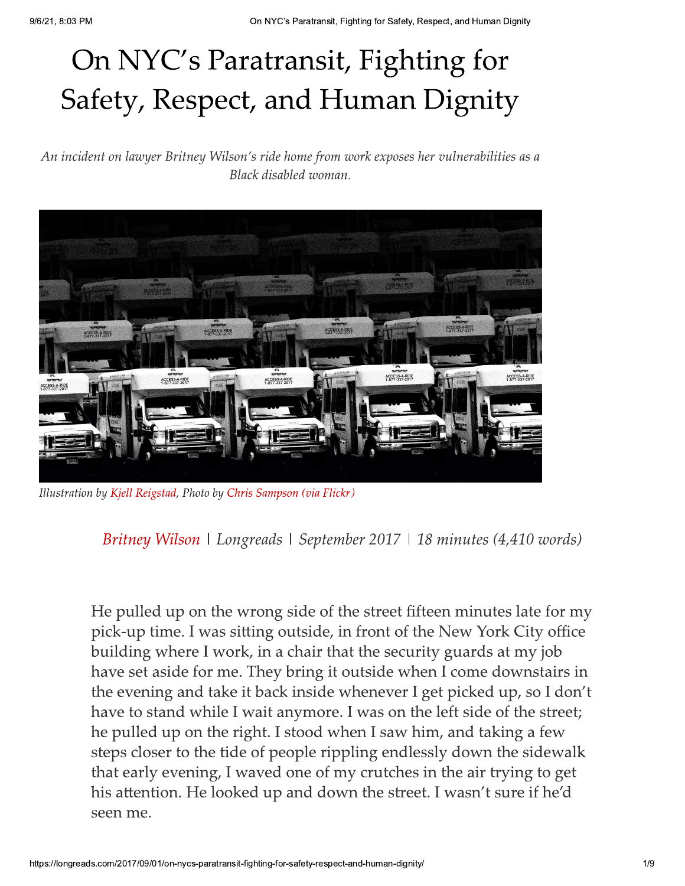# On NYC's Paratransit, Fighting for Safety, Respect, and Human Dignity

*An incident on lawyer Britney Wilson's ride home from work exposes her vulnerabilities as a Black disabled woman.*

Illustration by Kjell Reigstad, Photo by Chris Sampson (via Flickr)

Britney Wilson | Longreads | September 2017 | 18 minutes (4,410 words)

He pulled up on the wrong side of the street fifteen minutes late for my pick-up time. I was sitting outside, in front of the New York City office building where I work, in a chair that the security guards at my job have set aside for me. They bring it outside when I come downstairs in the evening and take it back inside whenever I get picked up, so I don't have to stand while I wait anymore. I was on the left side of the street; he pulled up on the right. I stood when I saw him, and taking a few steps closer to the tide of people rippling endlessly down the sidewalk that early evening, I waved one of my crutches in the air trying to get his attention. He looked up and down the street. I wasn't sure if he'd seen me.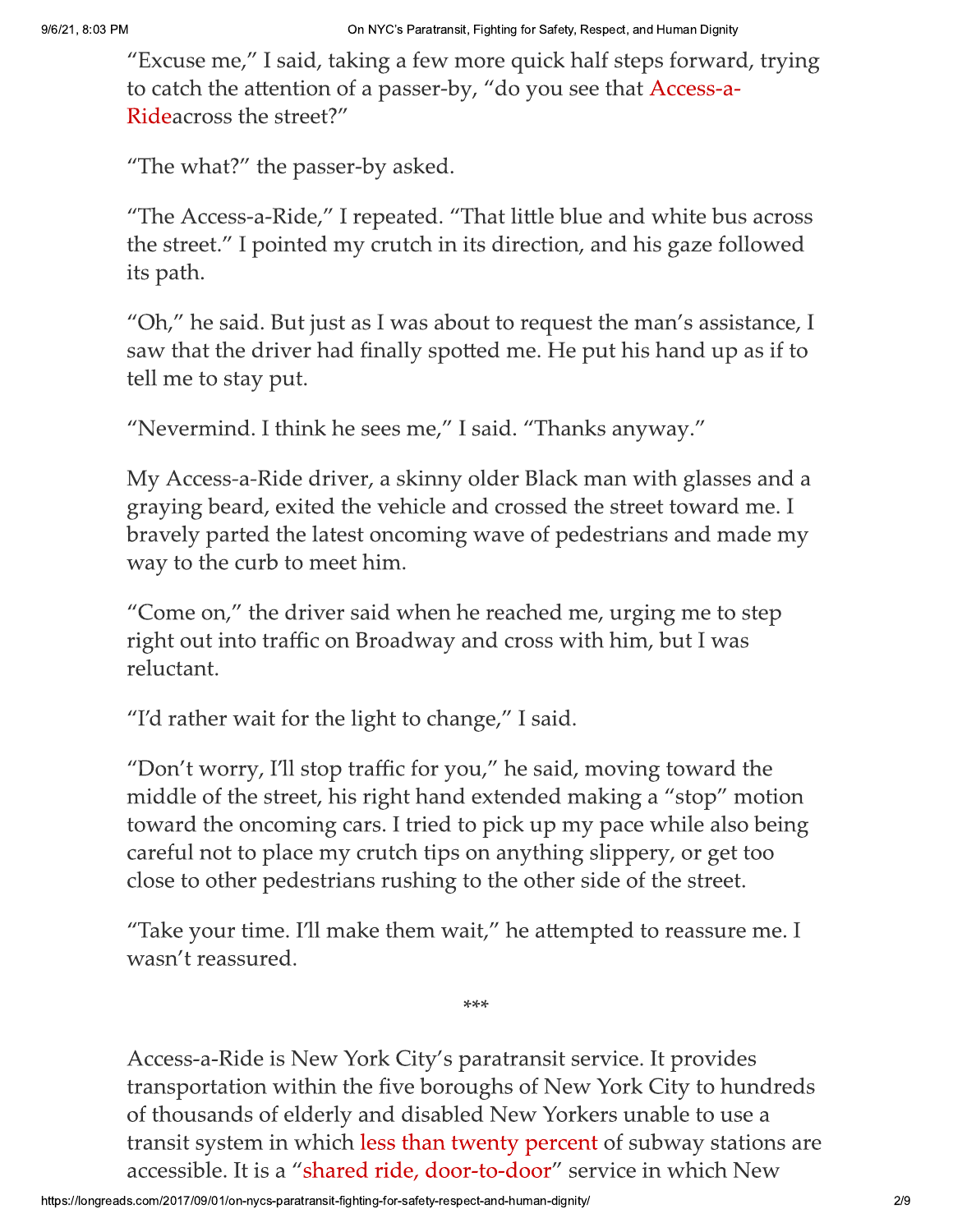"Excuse me," I said, taking a few more quick half steps forward, trying to catch the attention of a passer-by, "do you see that Access-a-Rideacross the street?"

"The what?" the passer-by asked.

"The Access-a-Ride," I repeated. "That little blue and white bus across the street." I pointed my crutch in its direction, and his gaze followed its path.

"Oh," he said. But just as I was about to request the man's assistance, I saw that the driver had finally spotted me. He put his hand up as if to tell me to stay put.

"Nevermind. I think he sees me," I said. "Thanks anyway."

My Access-a-Ride driver, a skinny older Black man with glasses and a graying beard, exited the vehicle and crossed the street toward me. I bravely parted the latest oncoming wave of pedestrians and made my way to the curb to meet him.

"Come on," the driver said when he reached me, urging me to step right out into traffic on Broadway and cross with him, but I was reluctant.

"I'd rather wait for the light to change," I said.

"Don't worry, I'll stop traffic for you," he said, moving toward the middle of the street, his right hand extended making a "stop" motion toward the oncoming cars. I tried to pick up my pace while also being careful not to place my crutch tips on anything slippery, or get too close to other pedestrians rushing to the other side of the street.

"Take your time. I'll make them wait," he attempted to reassure me. I wasn't reassured.

***

Access-a-Ride is New York City's paratransit service. It provides transportation within the five boroughs of New York City to hundreds of thousands of elderly and disabled New Yorkers unable to use a transit system in which less than twenty percent of subway stations are accessible. It is a "shared ride, door-to-door" service in which New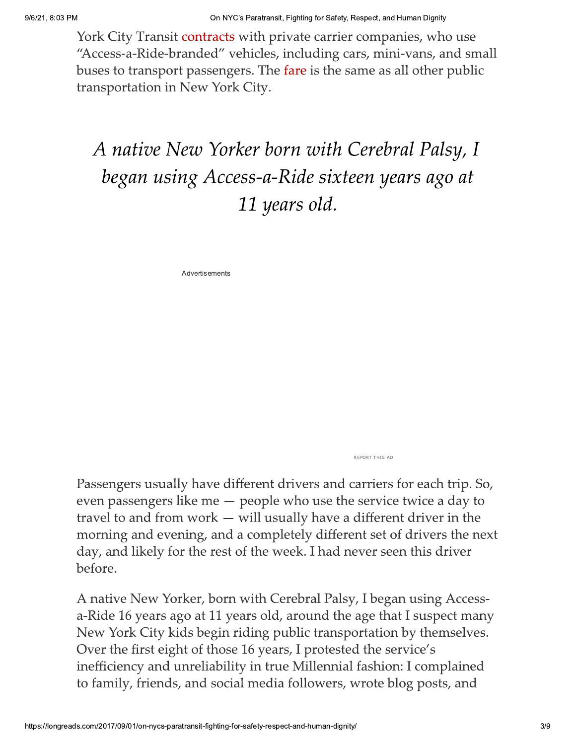York City Transit contracts with private carrier companies, who use "Access-a-Ride-branded" vehicles, including cars, mini-vans, and small buses to transport passengers. The fare is the same as all other public transportation in New York City.

> *A native New Yorker born with Cerebral Palsy, I began using Access-a-Ride sixteen years ago at 11 years old.*

Passengers usually have different drivers and carriers for each trip. So, even passengers like me — people who use the service twice a day to travel to and from work — will usually have a different driver in the morning and evening, and a completely different set of drivers the next day, and likely for the rest of the week. I had never seen this driver before.

A native New Yorker, born with Cerebral Palsy, I began using Access-a-Ride 16 years ago at 11 years old, around the age that I suspect many New York City kids begin riding public transportation by themselves. Over the first eight of those 16 years, I protested the service's inefficiency and unreliability in true Millennial fashion: I complained to family, friends, and social media followers, wrote blog posts, and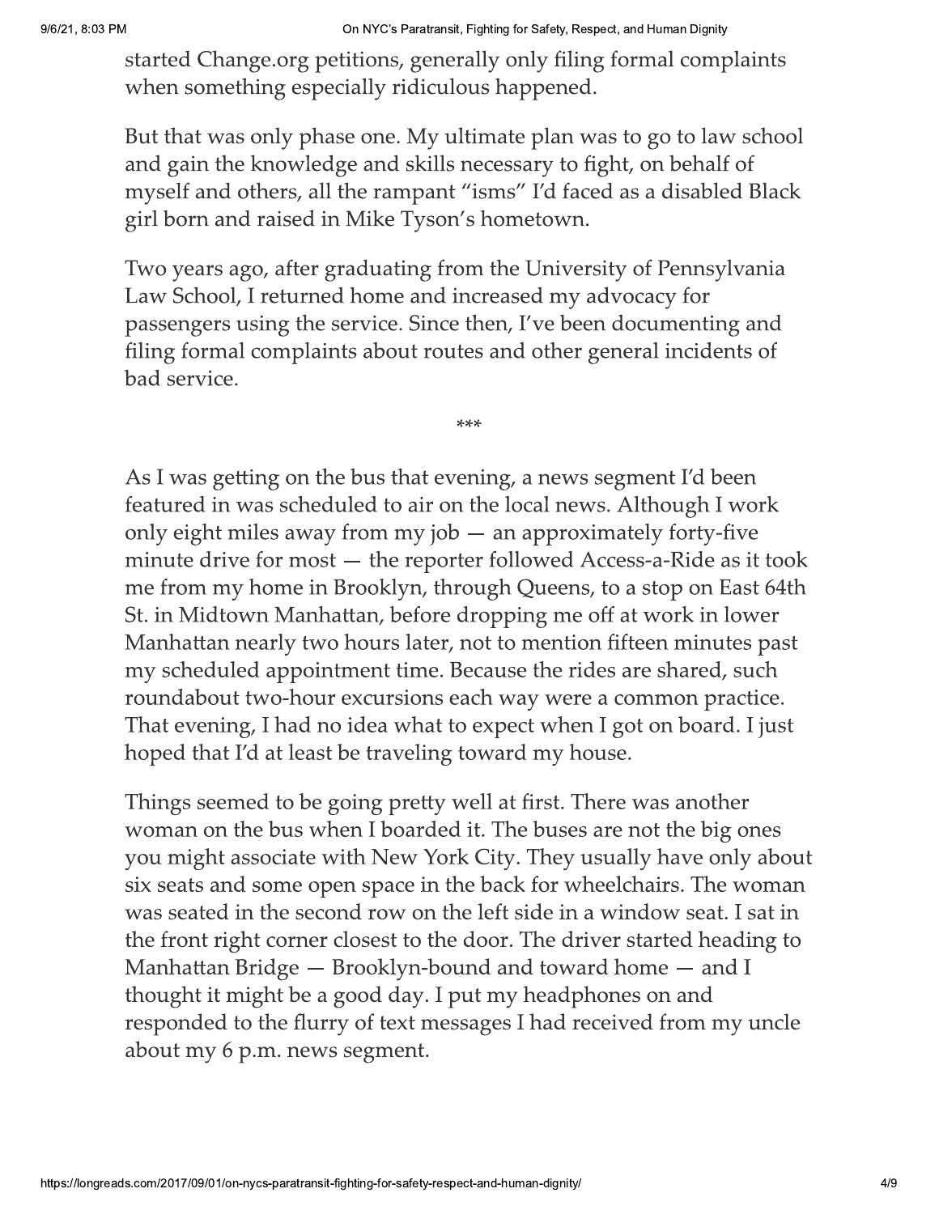started Change.org petitions, generally only filing formal complaints when something especially ridiculous happened.

But that was only phase one. My ultimate plan was to go to law school and gain the knowledge and skills necessary to fight, on behalf of myself and others, all the rampant "isms" I'd faced as a disabled Black girl born and raised in Mike Tyson's hometown.

Two years ago, after graduating from the University of Pennsylvania Law School, I returned home and increased my advocacy for passengers using the service. Since then, I've been documenting and filing formal complaints about routes and other general incidents of bad service.

***

As I was getting on the bus that evening, a news segment I'd been featured in was scheduled to air on the local news. Although I work only eight miles away from my job — an approximately forty-five minute drive for most — the reporter followed Access-a-Ride as it took me from my home in Brooklyn, through Queens, to a stop on East 64th St. in Midtown Manhattan, before dropping me off at work in lower Manhattan nearly two hours later, not to mention fifteen minutes past my scheduled appointment time. Because the rides are shared, such roundabout two-hour excursions each way were a common practice. That evening, I had no idea what to expect when I got on board. I just hoped that I'd at least be traveling toward my house.

Things seemed to be going pretty well at first. There was another woman on the bus when I boarded it. The buses are not the big ones you might associate with New York City. They usually have only about six seats and some open space in the back for wheelchairs. The woman was seated in the second row on the left side in a window seat. I sat in the front right corner closest to the door. The driver started heading to Manhattan Bridge — Brooklyn-bound and toward home — and I thought it might be a good day. I put my headphones on and responded to the flurry of text messages I had received from my uncle about my 6 p.m. news segment.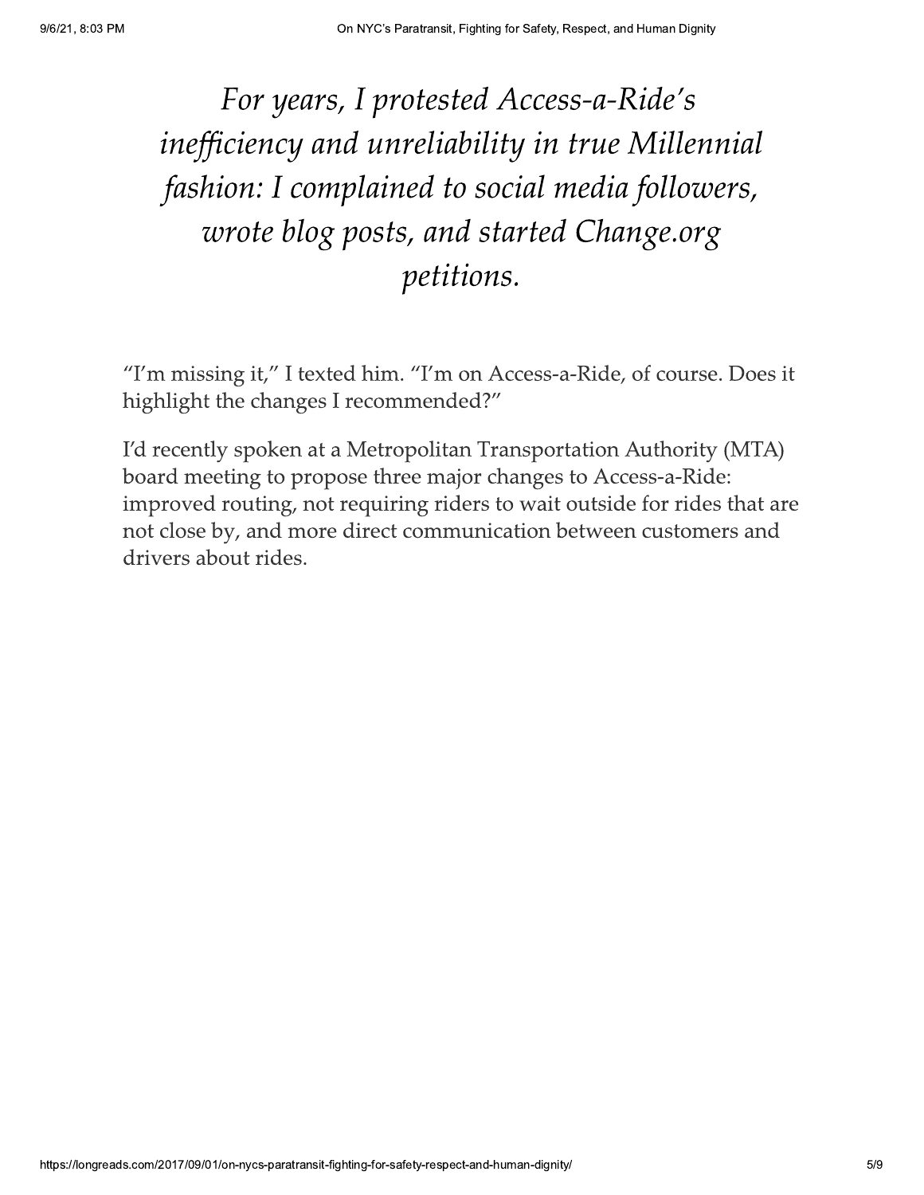*For years, I protested Access-a-Ride's inefficiency and unreliability in true Millennial fashion: I complained to social media followers, wrote blog posts, and started Change.org petitions.*

"I'm missing it," I texted him. "I'm on Access-a-Ride, of course. Does it highlight the changes I recommended?"

I'd recently spoken at a Metropolitan Transportation Authority (MTA) board meeting to propose three major changes to Access-a-Ride: improved routing, not requiring riders to wait outside for rides that are not close by, and more direct communication between customers and drivers about rides.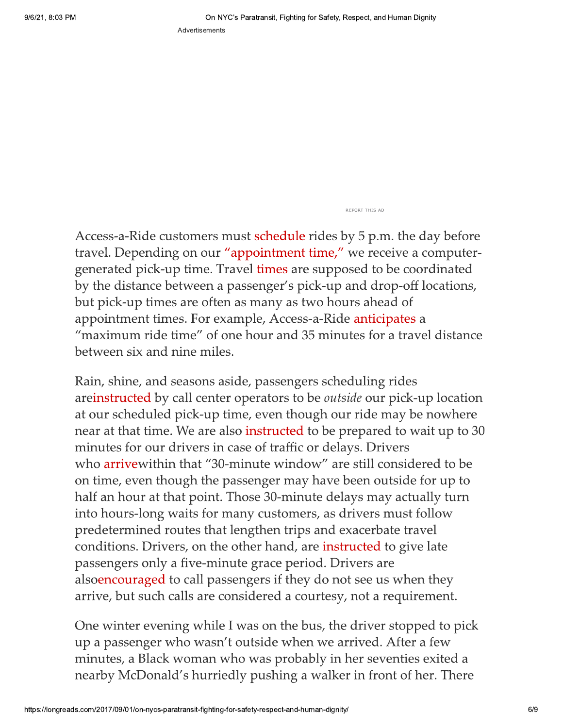Access-a-Ride customers must schedule rides by 5 p.m. the day before travel. Depending on our "appointment time," we receive a computer-generated pick-up time. Travel times are supposed to be coordinated by the distance between a passenger's pick-up and drop-off locations, but pick-up times are often as many as two hours ahead of appointment times. For example, Access-a-Ride anticipates a "maximum ride time" of one hour and 35 minutes for a travel distance between six and nine miles.

Rain, shine, and seasons aside, passengers scheduling rides areinstructed by call center operators to be *outside* our pick-up location at our scheduled pick-up time, even though our ride may be nowhere near at that time. We are also instructed to be prepared to wait up to 30 minutes for our drivers in case of traffic or delays. Drivers who arrivewithin that "30-minute window" are still considered to be on time, even though the passenger may have been outside for up to half an hour at that point. Those 30-minute delays may actually turn into hours-long waits for many customers, as drivers must follow predetermined routes that lengthen trips and exacerbate travel conditions. Drivers, on the other hand, are instructed to give late passengers only a five-minute grace period. Drivers are alsoencouraged to call passengers if they do not see us when they arrive, but such calls are considered a courtesy, not a requirement.

One winter evening while I was on the bus, the driver stopped to pick up a passenger who wasn't outside when we arrived. After a few minutes, a Black woman who was probably in her seventies exited a nearby McDonald's hurriedly pushing a walker in front of her. There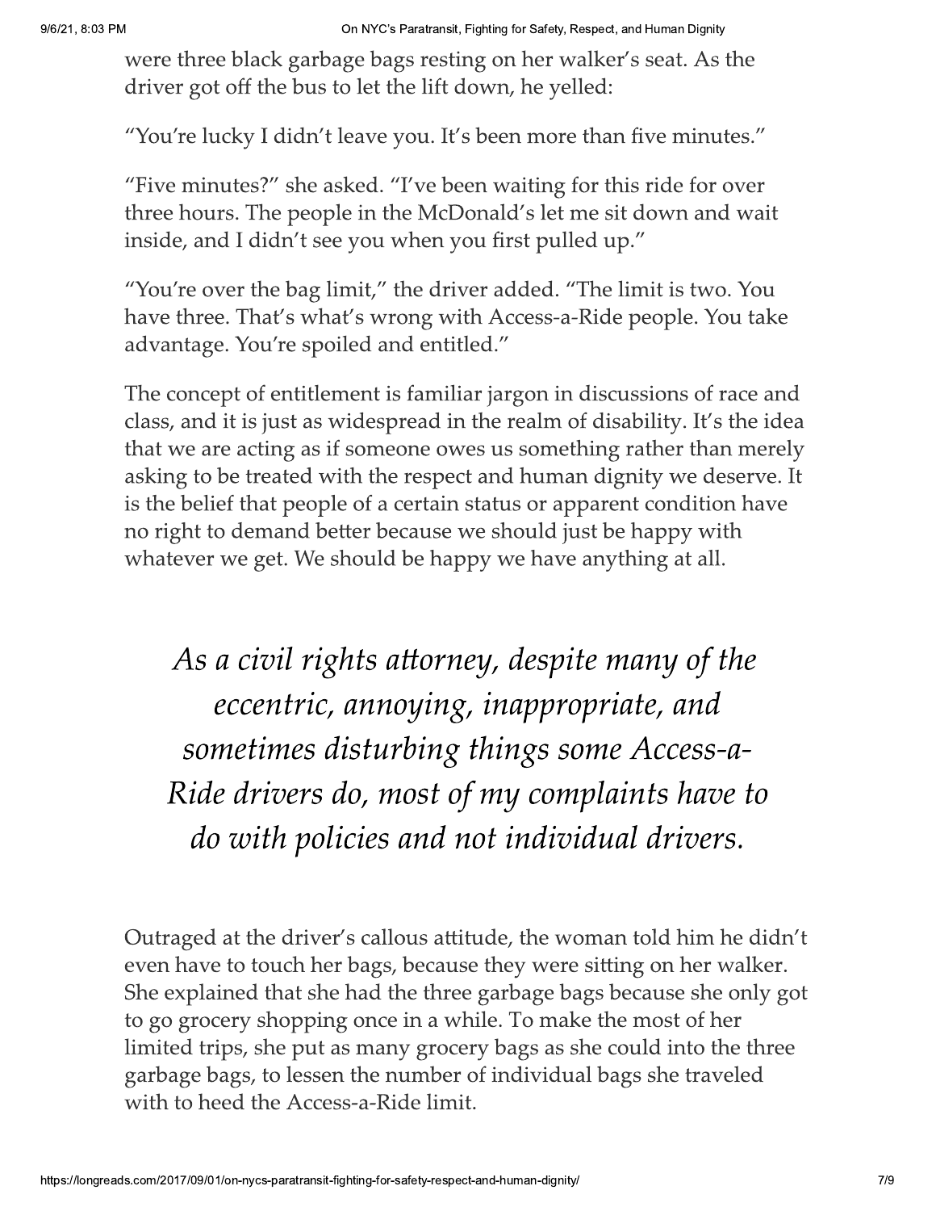were three black garbage bags resting on her walker's seat. As the driver got off the bus to let the lift down, he yelled:

"You're lucky I didn't leave you. It's been more than five minutes."

"Five minutes?" she asked. "I've been waiting for this ride for over three hours. The people in the McDonald's let me sit down and wait inside, and I didn't see you when you first pulled up."

"You're over the bag limit," the driver added. "The limit is two. You have three. That's what's wrong with Access-a-Ride people. You take advantage. You're spoiled and entitled."

The concept of entitlement is familiar jargon in discussions of race and class, and it is just as widespread in the realm of disability. It's the idea that we are acting as if someone owes us something rather than merely asking to be treated with the respect and human dignity we deserve. It is the belief that people of a certain status or apparent condition have no right to demand better because we should just be happy with whatever we get. We should be happy we have anything at all.

> *As a civil rights attorney, despite many of the eccentric, annoying, inappropriate, and sometimes disturbing things some Access-a-Ride drivers do, most of my complaints have to do with policies and not individual drivers.*

Outraged at the driver's callous attitude, the woman told him he didn't even have to touch her bags, because they were sitting on her walker. She explained that she had the three garbage bags because she only got to go grocery shopping once in a while. To make the most of her limited trips, she put as many grocery bags as she could into the three garbage bags, to lessen the number of individual bags she traveled with to heed the Access-a-Ride limit.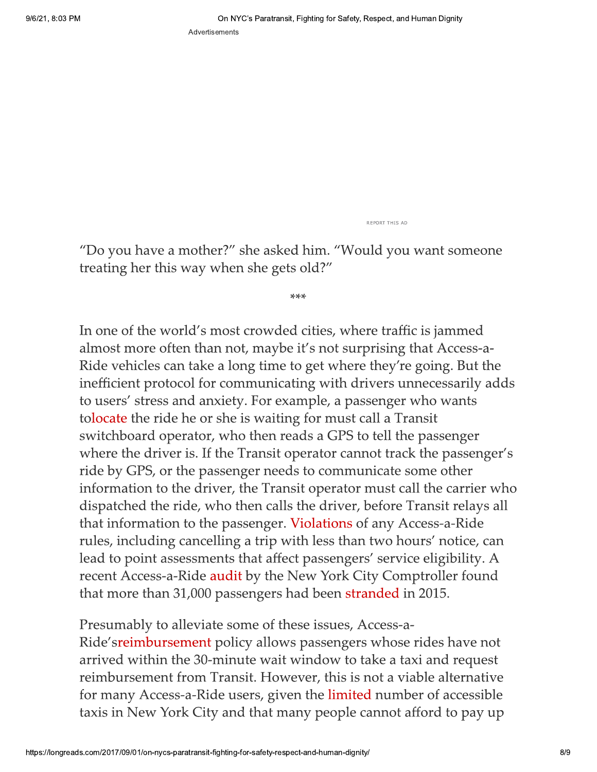"Do you have a mother?" she asked him. "Would you want someone treating her this way when she gets old?"

***

In one of the world's most crowded cities, where traffic is jammed almost more often than not, maybe it's not surprising that Access-a-Ride vehicles can take a long time to get where they're going. But the inefficient protocol for communicating with drivers unnecessarily adds to users' stress and anxiety. For example, a passenger who wants tolocate the ride he or she is waiting for must call a Transit switchboard operator, who then reads a GPS to tell the passenger where the driver is. If the Transit operator cannot track the passenger's ride by GPS, or the passenger needs to communicate some other information to the driver, the Transit operator must call the carrier who dispatched the ride, who then calls the driver, before Transit relays all that information to the passenger. Violations of any Access-a-Ride rules, including cancelling a trip with less than two hours' notice, can lead to point assessments that affect passengers' service eligibility. A recent Access-a-Ride audit by the New York City Comptroller found that more than 31,000 passengers had been stranded in 2015.

Presumably to alleviate some of these issues, Access-a-Ride'sreimbursement policy allows passengers whose rides have not arrived within the 30-minute wait window to take a taxi and request reimbursement from Transit. However, this is not a viable alternative for many Access-a-Ride users, given the limited number of accessible taxis in New York City and that many people cannot afford to pay up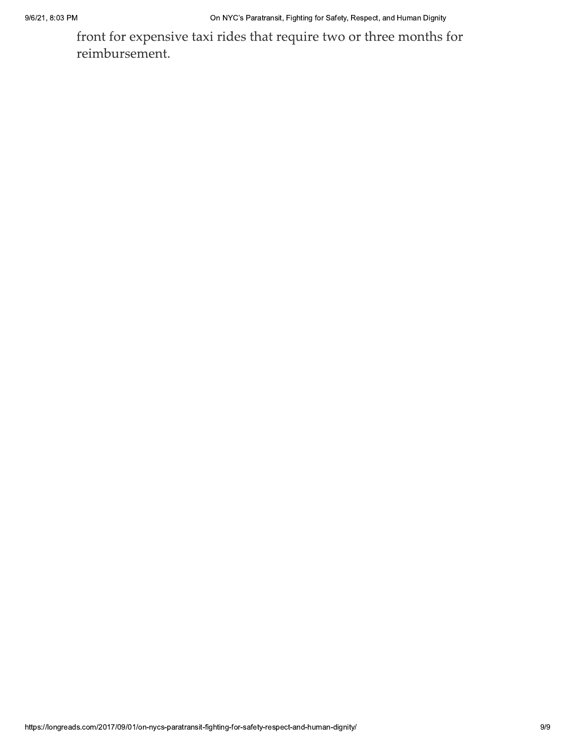front for expensive taxi rides that require two or three months for reimbursement.